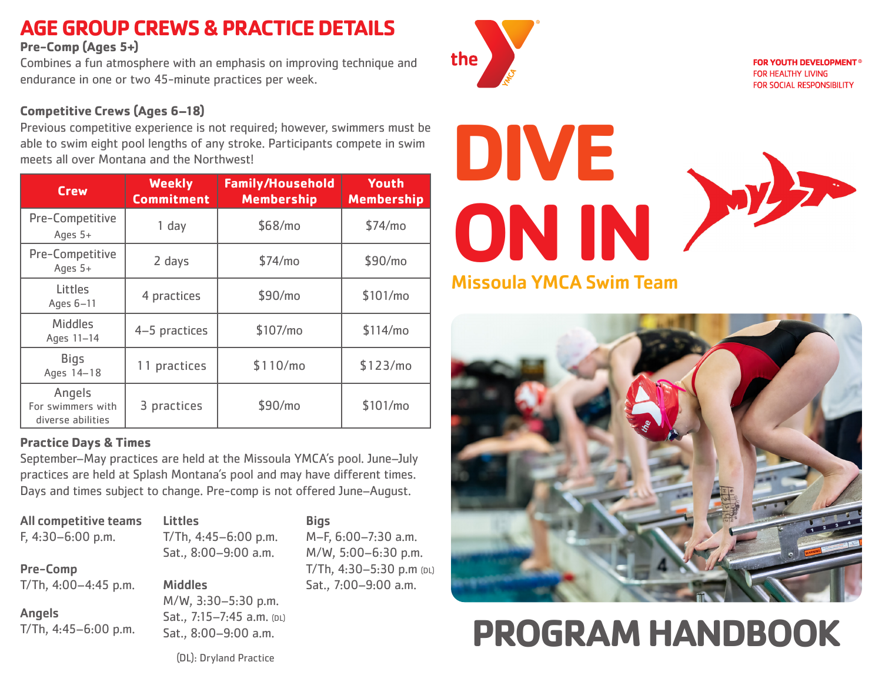## AGE GROUP CREWS & PRACTICE DETAILS

### Pre-Comp (Ages 5+)

Combines a fun atmosphere with an emphasis on improving technique and endurance in one or two 45-minute practices per week.

### Competitive Crews (Ages 6–18)

Previous competitive experience is not required; however, swimmers must be able to swim eight pool lengths of any stroke. Participants compete in swim meets all over Montana and the Northwest!

| Crew | Weekly Commitment | Family/Household Membership | Youth Membership |
|---|---|---|---|
| Pre-Competitive Ages 5+ | 1 day | $68/mo | $74/mo |
| Pre-Competitive Ages 5+ | 2 days | $74/mo | $90/mo |
| Littles Ages 6–11 | 4 practices | $90/mo | $101/mo |
| Middles Ages 11–14 | 4–5 practices | $107/mo | $114/mo |
| Bigs Ages 14–18 | 11 practices | $110/mo | $123/mo |
| Angels For swimmers with diverse abilities | 3 practices | $90/mo | $101/mo |

### Practice Days & Times

September–May practices are held at the Missoula YMCA's pool. June–July practices are held at Splash Montana's pool and may have different times. Days and times subject to change. Pre-comp is not offered June–August.

**All competitive teams**
F, 4:30–6:00 p.m.

**Pre-Comp**
T/Th, 4:00–4:45 p.m.

**Angels**
T/Th, 4:45–6:00 p.m.

**Littles**
T/Th, 4:45–6:00 p.m.
Sat., 8:00–9:00 a.m.

**Middles**
M/W, 3:30–5:30 p.m.
Sat., 7:15–7:45 a.m. (DL)
Sat., 8:00–9:00 a.m.

**Bigs**
M–F, 6:00–7:30 a.m.
M/W, 5:00–6:30 p.m.
T/Th, 4:30–5:30 p.m (DL)
Sat., 7:00–9:00 a.m.

(DL): Dryland Practice

the YMCA

FOR YOUTH DEVELOPMENT®
FOR HEALTHY LIVING
FOR SOCIAL RESPONSIBILITY

# DIVE ON IN

Missoula YMCA Swim Team

# PROGRAM HANDBOOK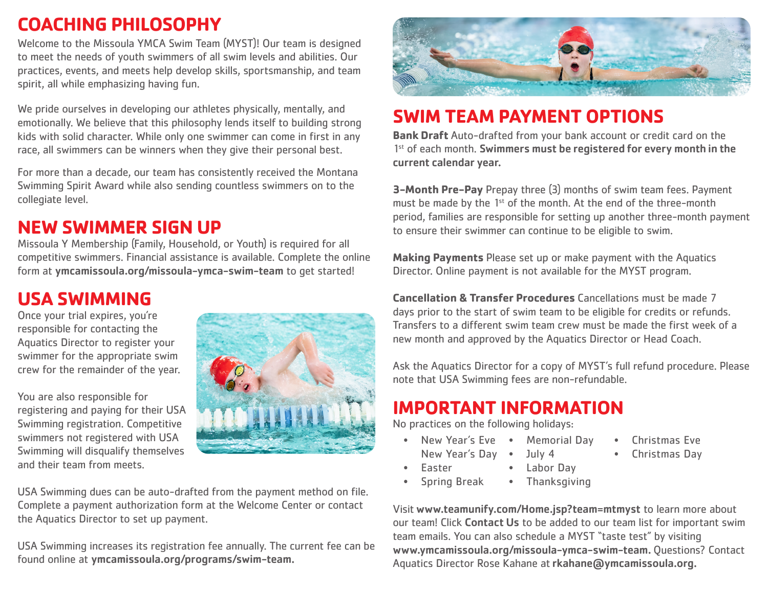## COACHING PHILOSOPHY

Welcome to the Missoula YMCA Swim Team (MYST)! Our team is designed to meet the needs of youth swimmers of all swim levels and abilities. Our practices, events, and meets help develop skills, sportsmanship, and team spirit, all while emphasizing having fun.

We pride ourselves in developing our athletes physically, mentally, and emotionally. We believe that this philosophy lends itself to building strong kids with solid character. While only one swimmer can come in first in any race, all swimmers can be winners when they give their personal best.

For more than a decade, our team has consistently received the Montana Swimming Spirit Award while also sending countless swimmers on to the collegiate level.

## NEW SWIMMER SIGN UP

Missoula Y Membership (Family, Household, or Youth) is required for all competitive swimmers. Financial assistance is available. Complete the online form at **ymcamissoula.org/missoula-ymca-swim-team** to get started!

## USA SWIMMING

Once your trial expires, you're responsible for contacting the Aquatics Director to register your swimmer for the appropriate swim crew for the remainder of the year.

You are also responsible for registering and paying for their USA Swimming registration. Competitive swimmers not registered with USA Swimming will disqualify themselves and their team from meets.

USA Swimming dues can be auto-drafted from the payment method on file. Complete a payment authorization form at the Welcome Center or contact the Aquatics Director to set up payment.

USA Swimming increases its registration fee annually. The current fee can be found online at **ymcamissoula.org/programs/swim-team.**

## SWIM TEAM PAYMENT OPTIONS

**Bank Draft** Auto-drafted from your bank account or credit card on the 1st of each month. **Swimmers must be registered for every month in the current calendar year.**

**3-Month Pre-Pay** Prepay three (3) months of swim team fees. Payment must be made by the 1st of the month. At the end of the three-month period, families are responsible for setting up another three-month payment to ensure their swimmer can continue to be eligible to swim.

**Making Payments** Please set up or make payment with the Aquatics Director. Online payment is not available for the MYST program.

**Cancellation & Transfer Procedures** Cancellations must be made 7 days prior to the start of swim team to be eligible for credits or refunds. Transfers to a different swim team crew must be made the first week of a new month and approved by the Aquatics Director or Head Coach.

Ask the Aquatics Director for a copy of MYST's full refund procedure. Please note that USA Swimming fees are non-refundable.

## IMPORTANT INFORMATION

No practices on the following holidays:

- New Year's Eve
  New Year's Day
- Easter
- Spring Break
- Memorial Day
- July 4
- Labor Day
- Thanksgiving
- Christmas Eve
- Christmas Day

Visit **www.teamunify.com/Home.jsp?team=mtmyst** to learn more about our team! Click **Contact Us** to be added to our team list for important swim team emails. You can also schedule a MYST "taste test" by visiting **www.ymcamissoula.org/missoula-ymca-swim-team.** Questions? Contact Aquatics Director Rose Kahane at **rkahane@ymcamissoula.org.**